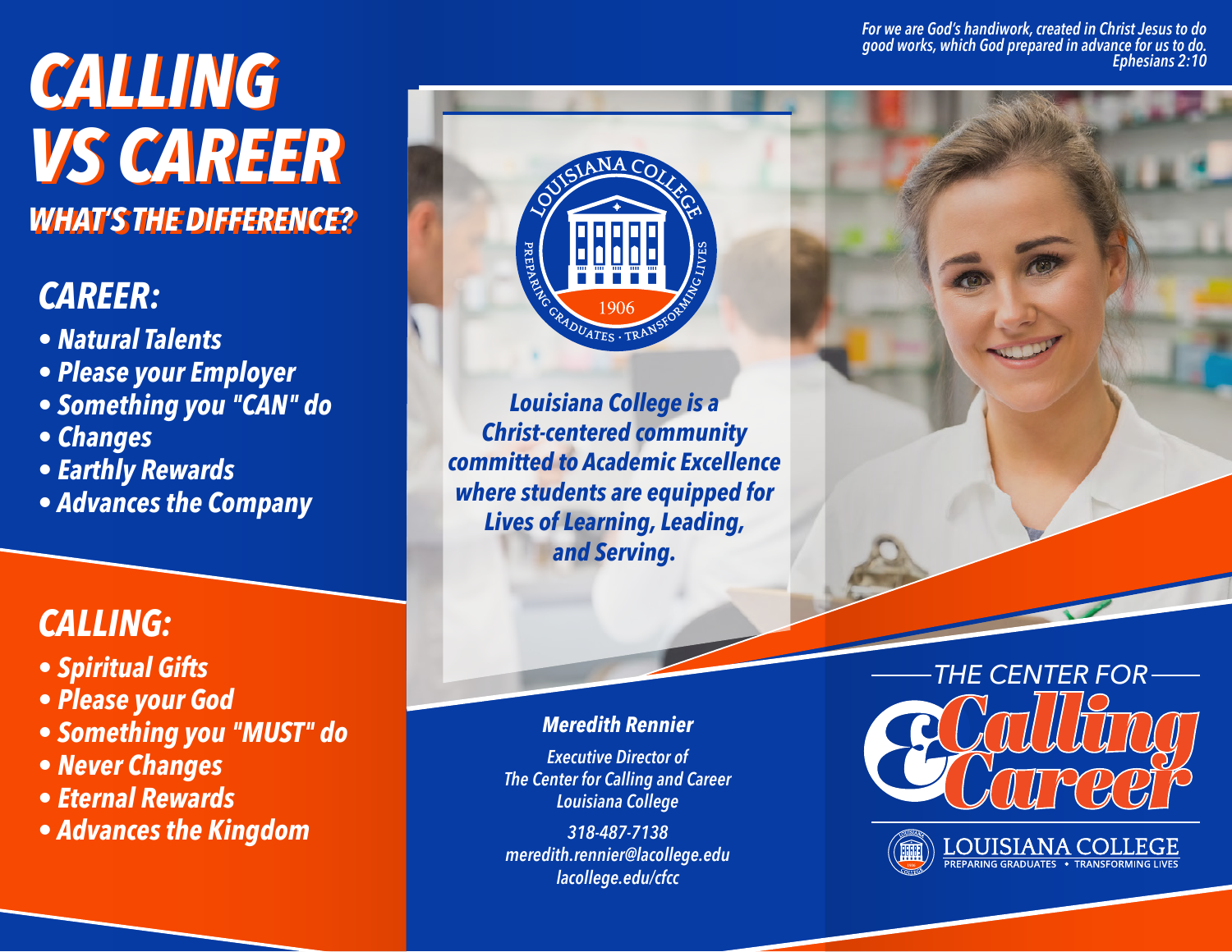*For we are God's handiwork, created in Christ Jesus to do good works, which God prepared in advance for us to do.*
*Ephesians 2:10*

# CALLING VS CAREER

## WHAT'S THE DIFFERENCE?

### CAREER:

- Natural Talents
- Please your Employer
- Something you "CAN" do
- Changes
- Earthly Rewards
- Advances the Company

### CALLING:

- Spiritual Gifts
- Please your God
- Something you "MUST" do
- Never Changes
- Eternal Rewards
- Advances the Kingdom

LOUISIANA COLLEGE · PREPARING GRADUATES · TRANSFORMING LIVES · 1906

*Louisiana College is a Christ-centered community committed to Academic Excellence where students are equipped for Lives of Learning, Leading, and Serving.*

**Meredith Rennier**

Executive Director of
The Center for Calling and Career
Louisiana College

318-487-7138
meredith.rennier@lacollege.edu
lacollege.edu/cfcc

THE CENTER FOR Calling & Career

LOUISIANA COLLEGE
PREPARING GRADUATES • TRANSFORMING LIVES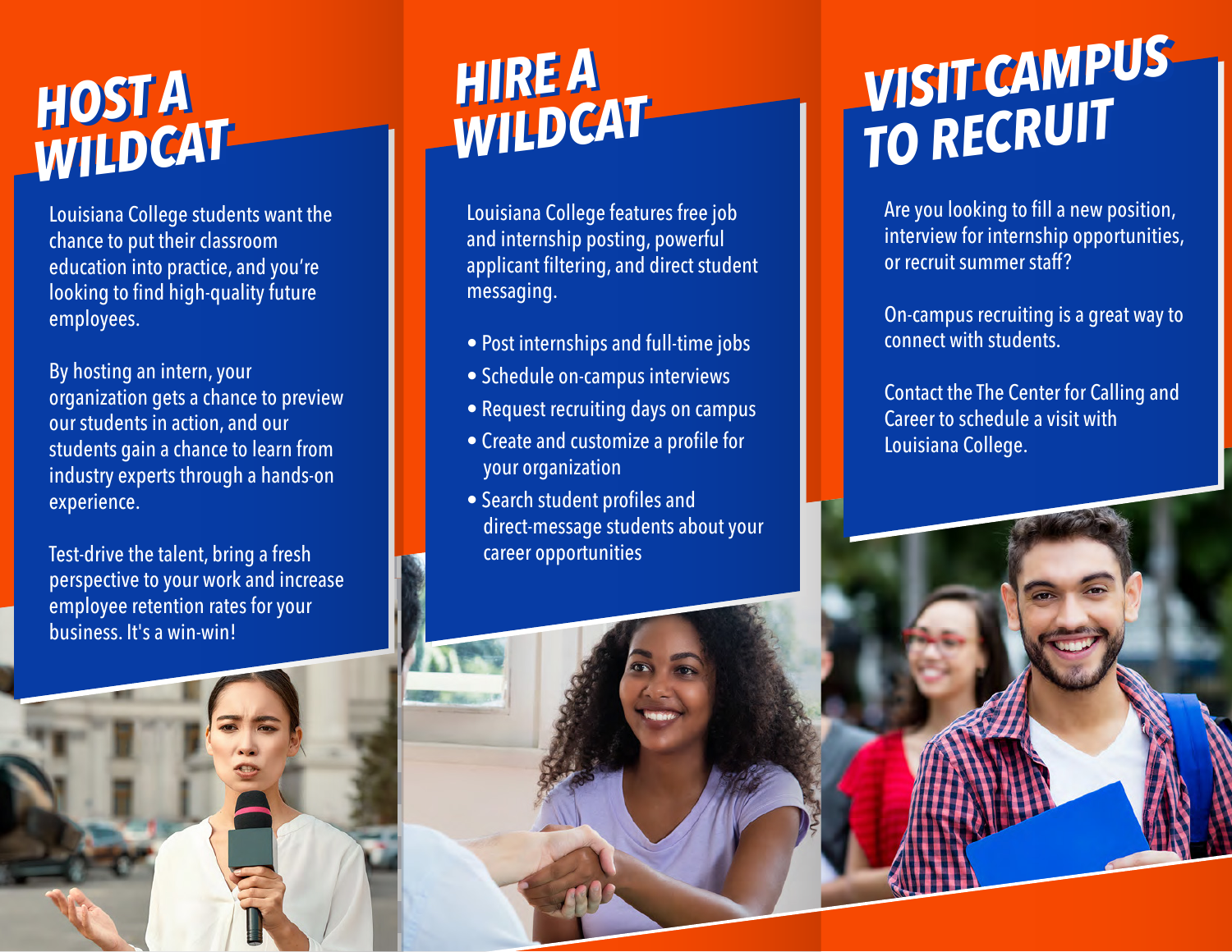# HOST A WILDCAT

Louisiana College students want the chance to put their classroom education into practice, and you're looking to find high-quality future employees.

By hosting an intern, your organization gets a chance to preview our students in action, and our students gain a chance to learn from industry experts through a hands-on experience.

Test-drive the talent, bring a fresh perspective to your work and increase employee retention rates for your business. It's a win-win!

# HIRE A WILDCAT

Louisiana College features free job and internship posting, powerful applicant filtering, and direct student messaging.

- Post internships and full-time jobs
- Schedule on-campus interviews
- Request recruiting days on campus
- Create and customize a profile for your organization
- Search student profiles and direct-message students about your career opportunities

# VISIT CAMPUS TO RECRUIT

Are you looking to fill a new position, interview for internship opportunities, or recruit summer staff?

On-campus recruiting is a great way to connect with students.

Contact the The Center for Calling and Career to schedule a visit with Louisiana College.